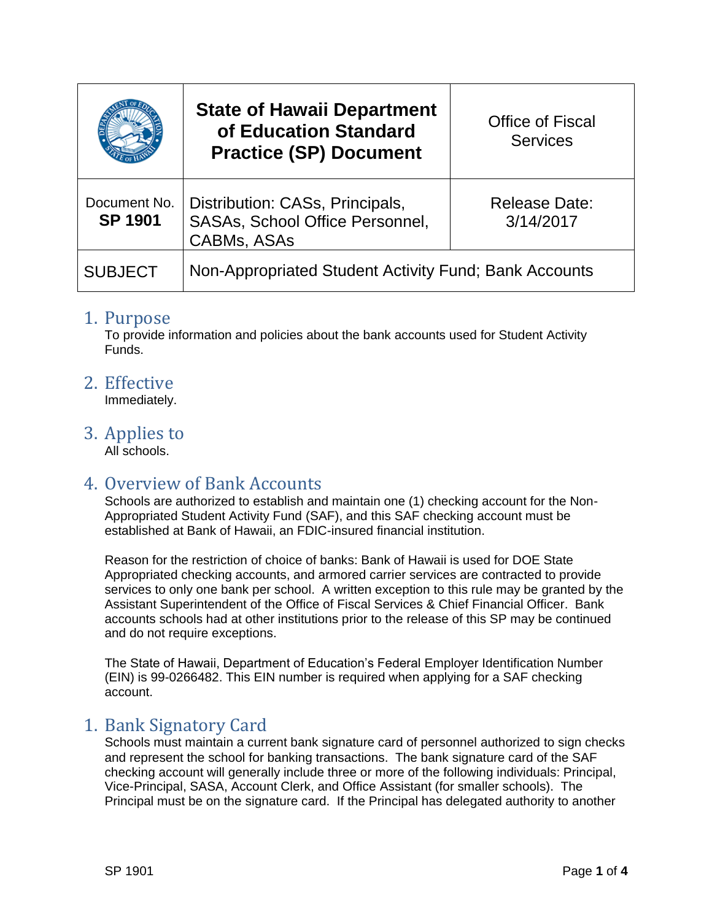| | State of Hawaii Department of Education Standard Practice (SP) Document | Office of Fiscal Services |
|---|---|---|
| Document No. **SP 1901** | Distribution: CASs, Principals, SASAs, School Office Personnel, CABMs, ASAs | Release Date: 3/14/2017 |
| SUBJECT | Non-Appropriated Student Activity Fund; Bank Accounts | |

## 1. Purpose

To provide information and policies about the bank accounts used for Student Activity Funds.

## 2. Effective

Immediately.

## 3. Applies to

All schools.

## 4. Overview of Bank Accounts

Schools are authorized to establish and maintain one (1) checking account for the Non-Appropriated Student Activity Fund (SAF), and this SAF checking account must be established at Bank of Hawaii, an FDIC-insured financial institution.

Reason for the restriction of choice of banks: Bank of Hawaii is used for DOE State Appropriated checking accounts, and armored carrier services are contracted to provide services to only one bank per school. A written exception to this rule may be granted by the Assistant Superintendent of the Office of Fiscal Services & Chief Financial Officer. Bank accounts schools had at other institutions prior to the release of this SP may be continued and do not require exceptions.

The State of Hawaii, Department of Education's Federal Employer Identification Number (EIN) is 99-0266482. This EIN number is required when applying for a SAF checking account.

## 1. Bank Signatory Card

Schools must maintain a current bank signature card of personnel authorized to sign checks and represent the school for banking transactions. The bank signature card of the SAF checking account will generally include three or more of the following individuals: Principal, Vice-Principal, SASA, Account Clerk, and Office Assistant (for smaller schools). The Principal must be on the signature card. If the Principal has delegated authority to another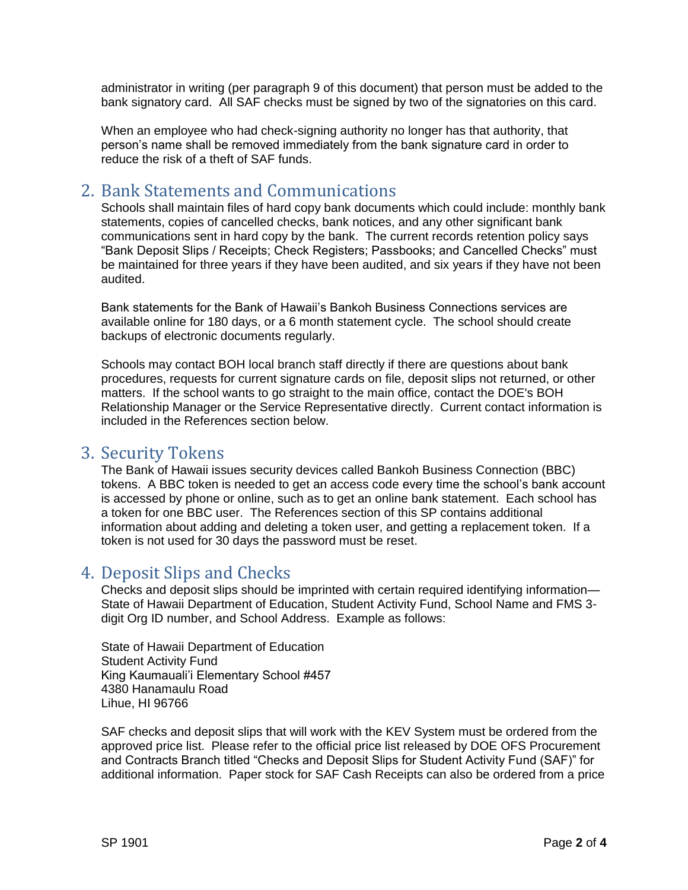administrator in writing (per paragraph 9 of this document) that person must be added to the bank signatory card. All SAF checks must be signed by two of the signatories on this card.

When an employee who had check-signing authority no longer has that authority, that person's name shall be removed immediately from the bank signature card in order to reduce the risk of a theft of SAF funds.

## 2. Bank Statements and Communications

Schools shall maintain files of hard copy bank documents which could include: monthly bank statements, copies of cancelled checks, bank notices, and any other significant bank communications sent in hard copy by the bank. The current records retention policy says "Bank Deposit Slips / Receipts; Check Registers; Passbooks; and Cancelled Checks" must be maintained for three years if they have been audited, and six years if they have not been audited.

Bank statements for the Bank of Hawaii's Bankoh Business Connections services are available online for 180 days, or a 6 month statement cycle. The school should create backups of electronic documents regularly.

Schools may contact BOH local branch staff directly if there are questions about bank procedures, requests for current signature cards on file, deposit slips not returned, or other matters. If the school wants to go straight to the main office, contact the DOE's BOH Relationship Manager or the Service Representative directly. Current contact information is included in the References section below.

## 3. Security Tokens

The Bank of Hawaii issues security devices called Bankoh Business Connection (BBC) tokens. A BBC token is needed to get an access code every time the school's bank account is accessed by phone or online, such as to get an online bank statement. Each school has a token for one BBC user. The References section of this SP contains additional information about adding and deleting a token user, and getting a replacement token. If a token is not used for 30 days the password must be reset.

## 4. Deposit Slips and Checks

Checks and deposit slips should be imprinted with certain required identifying information—State of Hawaii Department of Education, Student Activity Fund, School Name and FMS 3-digit Org ID number, and School Address. Example as follows:

State of Hawaii Department of Education
Student Activity Fund
King Kaumauali'i Elementary School #457
4380 Hanamaulu Road
Lihue, HI 96766

SAF checks and deposit slips that will work with the KEV System must be ordered from the approved price list. Please refer to the official price list released by DOE OFS Procurement and Contracts Branch titled "Checks and Deposit Slips for Student Activity Fund (SAF)" for additional information. Paper stock for SAF Cash Receipts can also be ordered from a price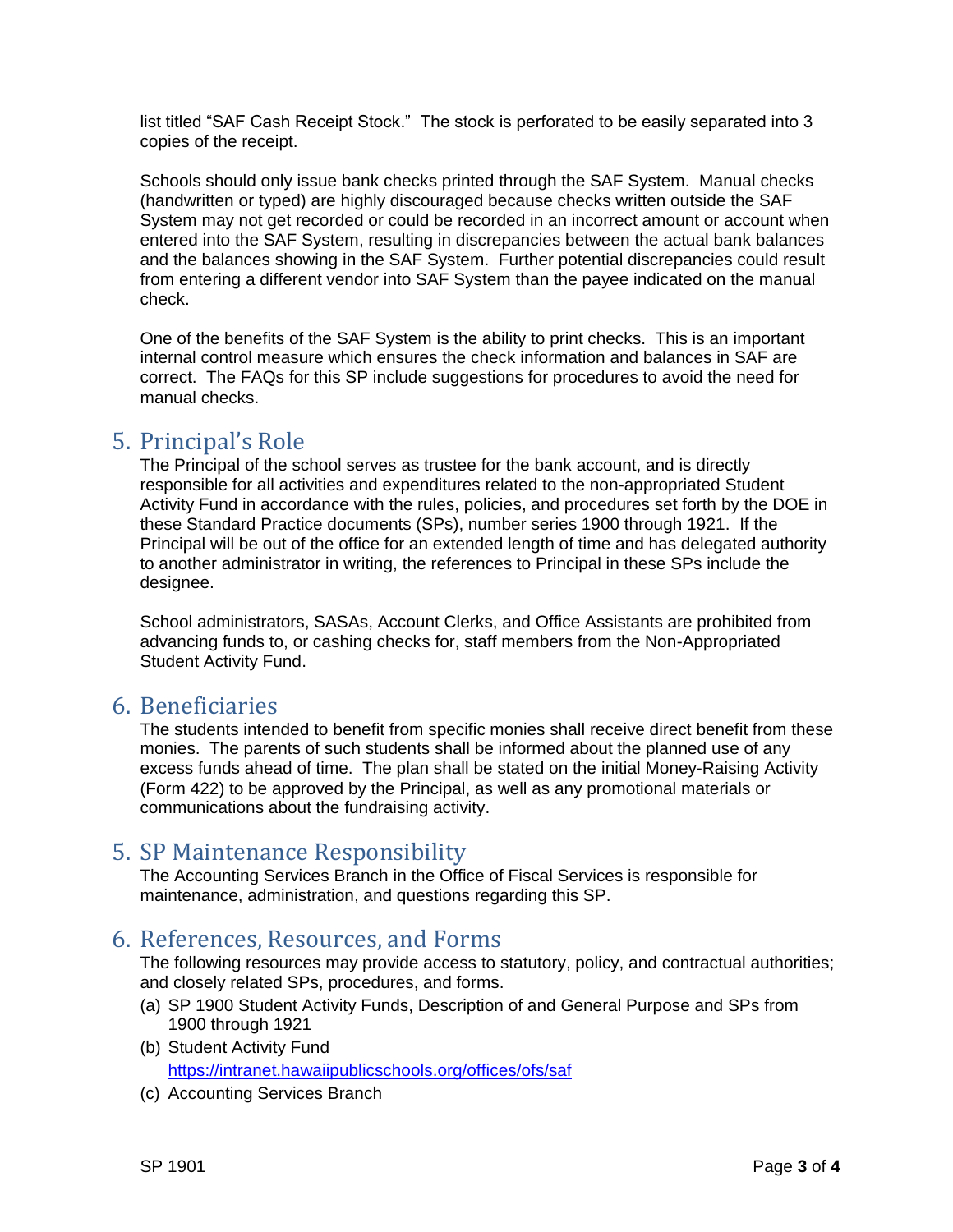list titled "SAF Cash Receipt Stock." The stock is perforated to be easily separated into 3 copies of the receipt.

Schools should only issue bank checks printed through the SAF System. Manual checks (handwritten or typed) are highly discouraged because checks written outside the SAF System may not get recorded or could be recorded in an incorrect amount or account when entered into the SAF System, resulting in discrepancies between the actual bank balances and the balances showing in the SAF System. Further potential discrepancies could result from entering a different vendor into SAF System than the payee indicated on the manual check.

One of the benefits of the SAF System is the ability to print checks. This is an important internal control measure which ensures the check information and balances in SAF are correct. The FAQs for this SP include suggestions for procedures to avoid the need for manual checks.

## 5. Principal's Role

The Principal of the school serves as trustee for the bank account, and is directly responsible for all activities and expenditures related to the non-appropriated Student Activity Fund in accordance with the rules, policies, and procedures set forth by the DOE in these Standard Practice documents (SPs), number series 1900 through 1921. If the Principal will be out of the office for an extended length of time and has delegated authority to another administrator in writing, the references to Principal in these SPs include the designee.

School administrators, SASAs, Account Clerks, and Office Assistants are prohibited from advancing funds to, or cashing checks for, staff members from the Non-Appropriated Student Activity Fund.

## 6. Beneficiaries

The students intended to benefit from specific monies shall receive direct benefit from these monies. The parents of such students shall be informed about the planned use of any excess funds ahead of time. The plan shall be stated on the initial Money-Raising Activity (Form 422) to be approved by the Principal, as well as any promotional materials or communications about the fundraising activity.

## 5. SP Maintenance Responsibility

The Accounting Services Branch in the Office of Fiscal Services is responsible for maintenance, administration, and questions regarding this SP.

## 6. References, Resources, and Forms

The following resources may provide access to statutory, policy, and contractual authorities; and closely related SPs, procedures, and forms.

(a) SP 1900 Student Activity Funds, Description of and General Purpose and SPs from 1900 through 1921

(b) Student Activity Fund
https://intranet.hawaiipublicschools.org/offices/ofs/saf

(c) Accounting Services Branch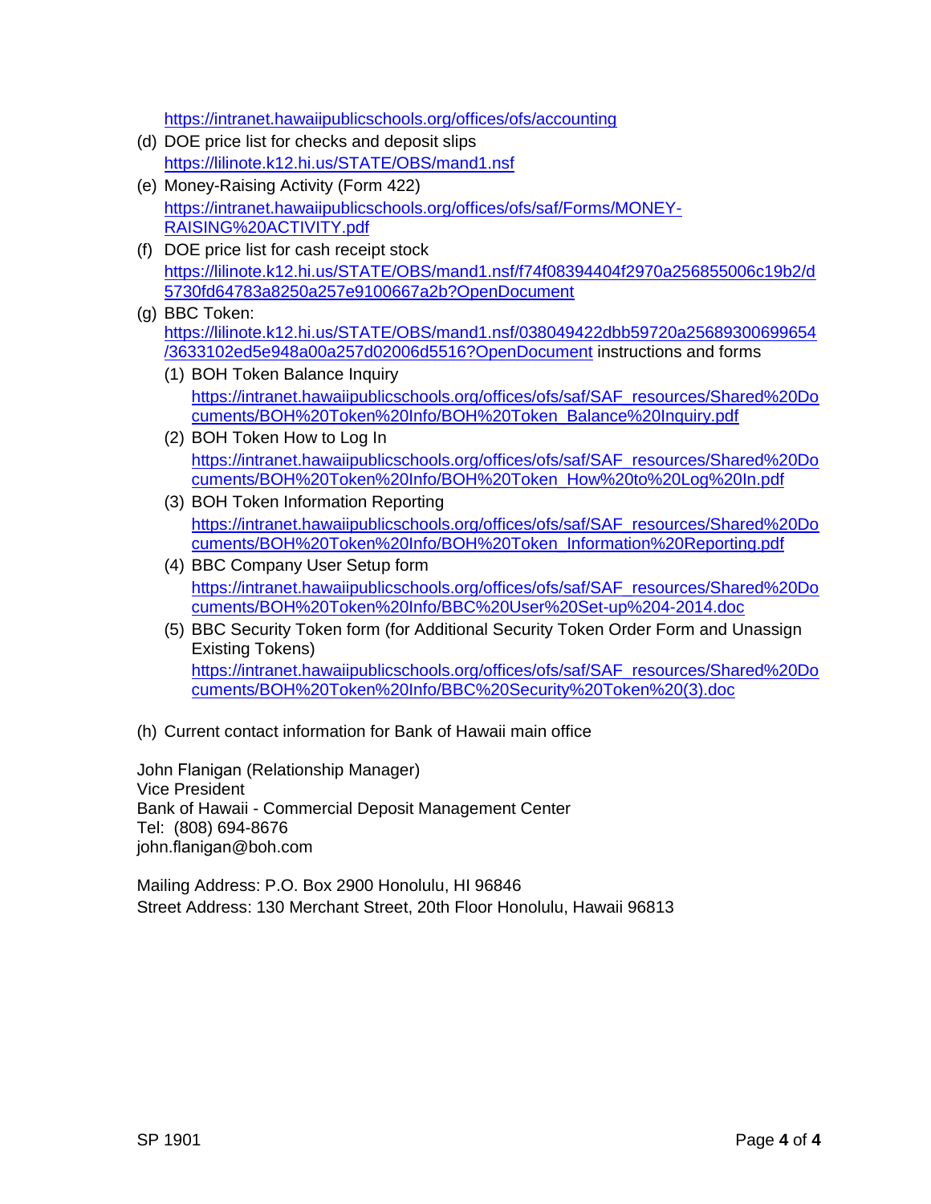https://intranet.hawaiipublicschools.org/offices/ofs/accounting

(d) DOE price list for checks and deposit slips
https://lilinote.k12.hi.us/STATE/OBS/mand1.nsf

(e) Money-Raising Activity (Form 422)
https://intranet.hawaiipublicschools.org/offices/ofs/saf/Forms/MONEY-RAISING%20ACTIVITY.pdf

(f) DOE price list for cash receipt stock
https://lilinote.k12.hi.us/STATE/OBS/mand1.nsf/f74f08394404f2970a256855006c19b2/d5730fd64783a8250a257e9100667a2b?OpenDocument

(g) BBC Token:
https://lilinote.k12.hi.us/STATE/OBS/mand1.nsf/038049422dbb59720a25689300699654/3633102ed5e948a00a257d02006d5516?OpenDocument instructions and forms

  (1) BOH Token Balance Inquiry
  https://intranet.hawaiipublicschools.org/offices/ofs/saf/SAF_resources/Shared%20Documents/BOH%20Token%20Info/BOH%20Token_Balance%20Inquiry.pdf

  (2) BOH Token How to Log In
  https://intranet.hawaiipublicschools.org/offices/ofs/saf/SAF_resources/Shared%20Documents/BOH%20Token%20Info/BOH%20Token_How%20to%20Log%20In.pdf

  (3) BOH Token Information Reporting
  https://intranet.hawaiipublicschools.org/offices/ofs/saf/SAF_resources/Shared%20Documents/BOH%20Token%20Info/BOH%20Token_Information%20Reporting.pdf

  (4) BBC Company User Setup form
  https://intranet.hawaiipublicschools.org/offices/ofs/saf/SAF_resources/Shared%20Documents/BOH%20Token%20Info/BBC%20User%20Set-up%204-2014.doc

  (5) BBC Security Token form (for Additional Security Token Order Form and Unassign Existing Tokens)
  https://intranet.hawaiipublicschools.org/offices/ofs/saf/SAF_resources/Shared%20Documents/BOH%20Token%20Info/BBC%20Security%20Token%20(3).doc

(h) Current contact information for Bank of Hawaii main office

John Flanigan (Relationship Manager)
Vice President
Bank of Hawaii - Commercial Deposit Management Center
Tel: (808) 694-8676
john.flanigan@boh.com

Mailing Address: P.O. Box 2900 Honolulu, HI 96846
Street Address: 130 Merchant Street, 20th Floor Honolulu, Hawaii 96813